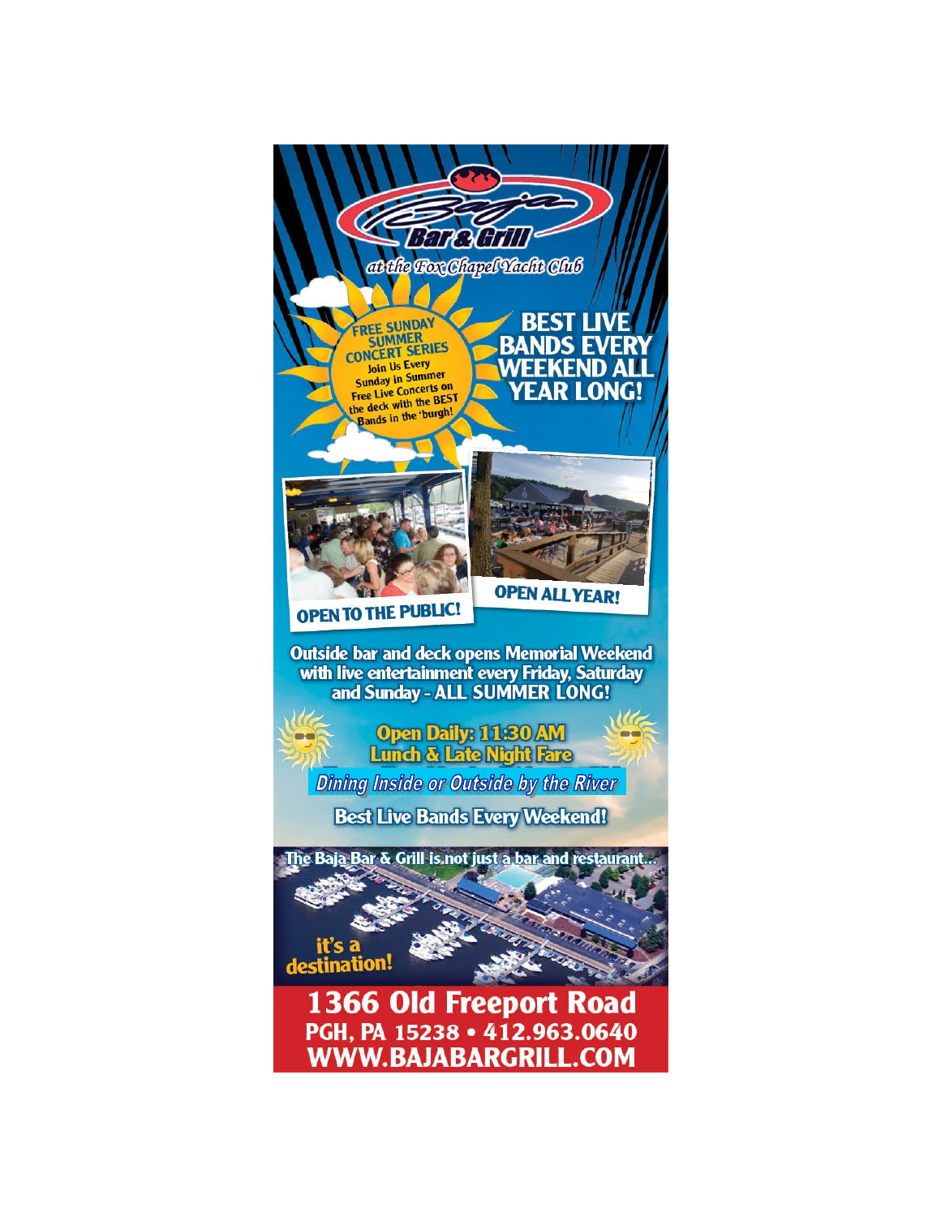# Baja Bar & Grill

*at the Fox Chapel Yacht Club*

**FREE SUNDAY SUMMER CONCERT SERIES**
Join Us Every Sunday in Summer
Free Live Concerts on the deck with the BEST Bands in the 'burgh!

## BEST LIVE BANDS EVERY WEEKEND ALL YEAR LONG!

**OPEN TO THE PUBLIC!**

**OPEN ALL YEAR!**

**Outside bar and deck opens Memorial Weekend with live entertainment every Friday, Saturday and Sunday - ALL SUMMER LONG!**

**Open Daily: 11:30 AM**
**Lunch & Late Night Fare**

***Dining Inside or Outside by the River***

**Best Live Bands Every Weekend!**

The Baja Bar & Grill is not just a bar and restaurant...

**it's a destination!**

## 1366 Old Freeport Road
**PGH, PA 15238 • 412.963.0640**
**WWW.BAJABARGRILL.COM**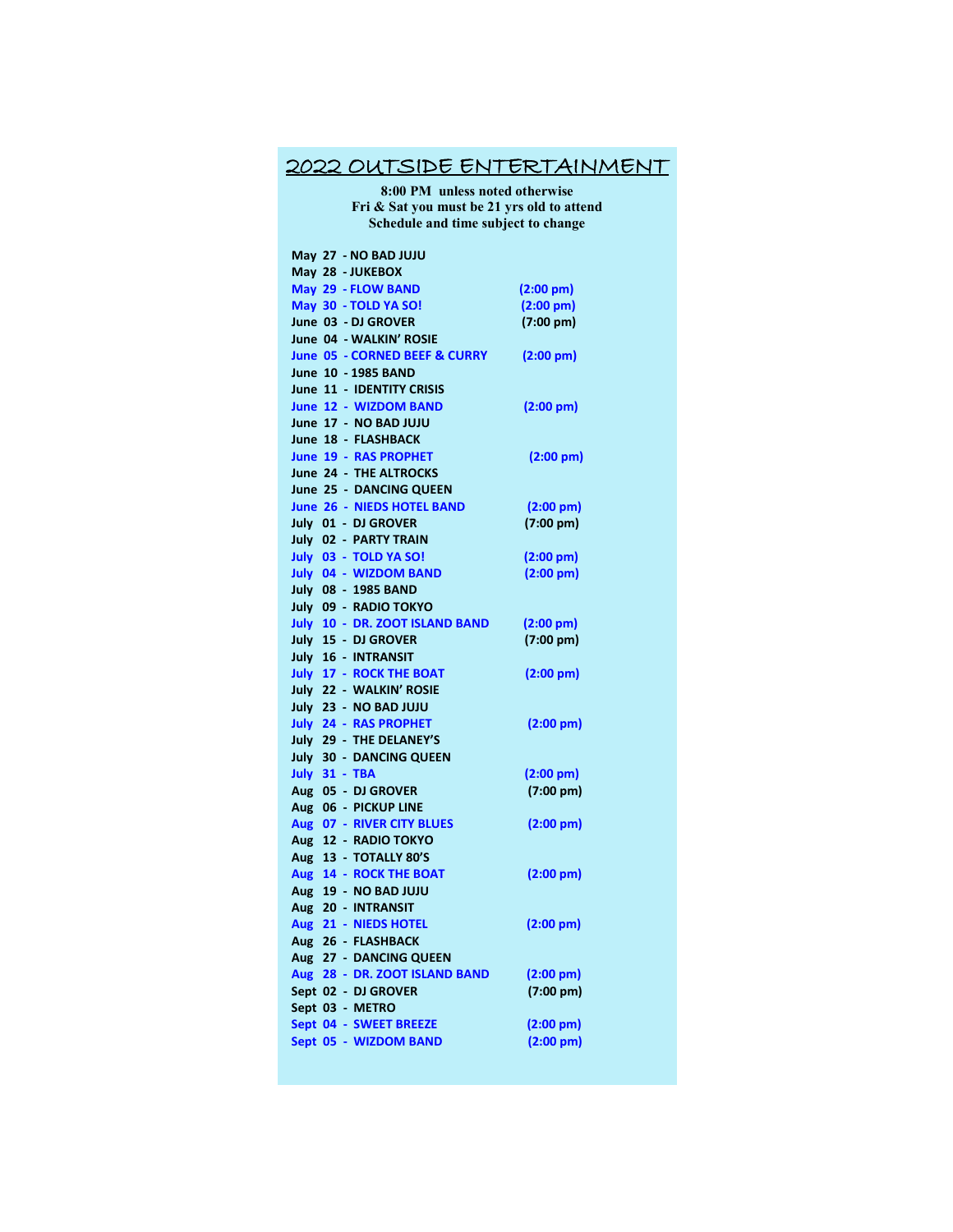# 2022 OUTSIDE ENTERTAINMENT

**8:00 PM unless noted otherwise**
**Fri & Sat you must be 21 yrs old to attend**
**Schedule and time subject to change**

| | |
|---|---|
| May 27 - NO BAD JUJU | |
| May 28 - JUKEBOX | |
| May 29 - FLOW BAND | (2:00 pm) |
| May 30 - TOLD YA SO! | (2:00 pm) |
| June 03 - DJ GROVER | (7:00 pm) |
| June 04 - WALKIN' ROSIE | |
| June 05 - CORNED BEEF & CURRY | (2:00 pm) |
| June 10 - 1985 BAND | |
| June 11 - IDENTITY CRISIS | |
| June 12 - WIZDOM BAND | (2:00 pm) |
| June 17 - NO BAD JUJU | |
| June 18 - FLASHBACK | |
| June 19 - RAS PROPHET | (2:00 pm) |
| June 24 - THE ALTROCKS | |
| June 25 - DANCING QUEEN | |
| June 26 - NIEDS HOTEL BAND | (2:00 pm) |
| July 01 - DJ GROVER | (7:00 pm) |
| July 02 - PARTY TRAIN | |
| July 03 - TOLD YA SO! | (2:00 pm) |
| July 04 - WIZDOM BAND | (2:00 pm) |
| July 08 - 1985 BAND | |
| July 09 - RADIO TOKYO | |
| July 10 - DR. ZOOT ISLAND BAND | (2:00 pm) |
| July 15 - DJ GROVER | (7:00 pm) |
| July 16 - INTRANSIT | |
| July 17 - ROCK THE BOAT | (2:00 pm) |
| July 22 - WALKIN' ROSIE | |
| July 23 - NO BAD JUJU | |
| July 24 - RAS PROPHET | (2:00 pm) |
| July 29 - THE DELANEY'S | |
| July 30 - DANCING QUEEN | |
| July 31 - TBA | (2:00 pm) |
| Aug 05 - DJ GROVER | (7:00 pm) |
| Aug 06 - PICKUP LINE | |
| Aug 07 - RIVER CITY BLUES | (2:00 pm) |
| Aug 12 - RADIO TOKYO | |
| Aug 13 - TOTALLY 80'S | |
| Aug 14 - ROCK THE BOAT | (2:00 pm) |
| Aug 19 - NO BAD JUJU | |
| Aug 20 - INTRANSIT | |
| Aug 21 - NIEDS HOTEL | (2:00 pm) |
| Aug 26 - FLASHBACK | |
| Aug 27 - DANCING QUEEN | |
| Aug 28 - DR. ZOOT ISLAND BAND | (2:00 pm) |
| Sept 02 - DJ GROVER | (7:00 pm) |
| Sept 03 - METRO | |
| Sept 04 - SWEET BREEZE | (2:00 pm) |
| Sept 05 - WIZDOM BAND | (2:00 pm) |